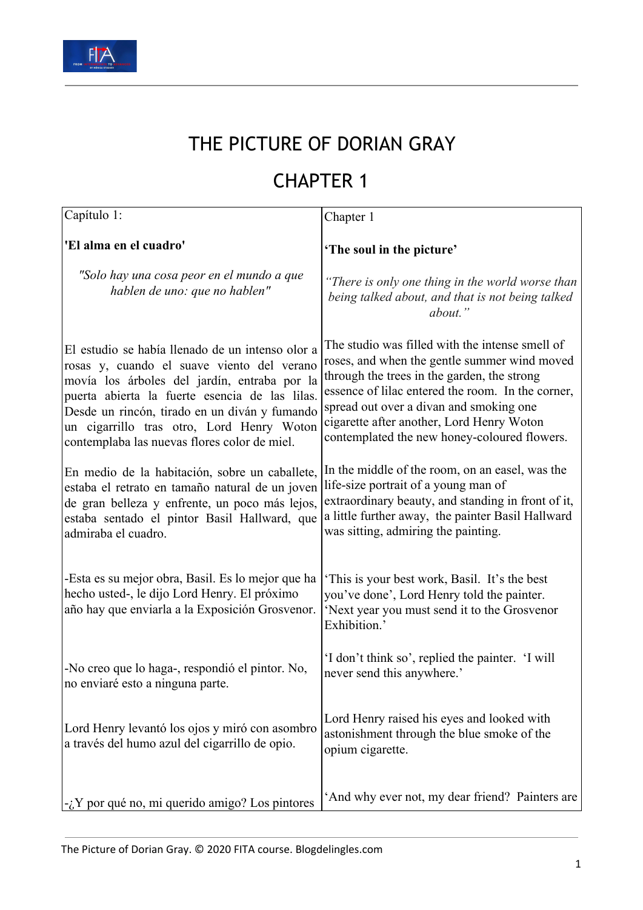# THE PICTURE OF DORIAN GRAY

## CHAPTER 1

| | |
|---|---|
| Capítulo 1:<br><br>**'El alma en el cuadro'**<br><br>*"Solo hay una cosa peor en el mundo a que hablen de uno: que no hablen"* | Chapter 1<br><br>**'The soul in the picture'**<br><br>*"There is only one thing in the world worse than being talked about, and that is not being talked about."* |
| El estudio se había llenado de un intenso olor a rosas y, cuando el suave viento del verano movía los árboles del jardín, entraba por la puerta abierta la fuerte esencia de las lilas. Desde un rincón, tirado en un diván y fumando un cigarrillo tras otro, Lord Henry Woton contemplaba las nuevas flores color de miel. | The studio was filled with the intense smell of roses, and when the gentle summer wind moved through the trees in the garden, the strong essence of lilac entered the room. In the corner, spread out over a divan and smoking one cigarette after another, Lord Henry Woton contemplated the new honey-coloured flowers. |
| En medio de la habitación, sobre un caballete, estaba el retrato en tamaño natural de un joven de gran belleza y enfrente, un poco más lejos, estaba sentado el pintor Basil Hallward, que admiraba el cuadro. | In the middle of the room, on an easel, was the life-size portrait of a young man of extraordinary beauty, and standing in front of it, a little further away, the painter Basil Hallward was sitting, admiring the painting. |
| -Esta es su mejor obra, Basil. Es lo mejor que ha hecho usted-, le dijo Lord Henry. El próximo año hay que enviarla a la Exposición Grosvenor. | 'This is your best work, Basil. It's the best you've done', Lord Henry told the painter. 'Next year you must send it to the Grosvenor Exhibition.' |
| -No creo que lo haga-, respondió el pintor. No, no enviaré esto a ninguna parte. | 'I don't think so', replied the painter. 'I will never send this anywhere.' |
| Lord Henry levantó los ojos y miró con asombro a través del humo azul del cigarrillo de opio. | Lord Henry raised his eyes and looked with astonishment through the blue smoke of the opium cigarette. |
| -¿Y por qué no, mi querido amigo? Los pintores | 'And why ever not, my dear friend? Painters are |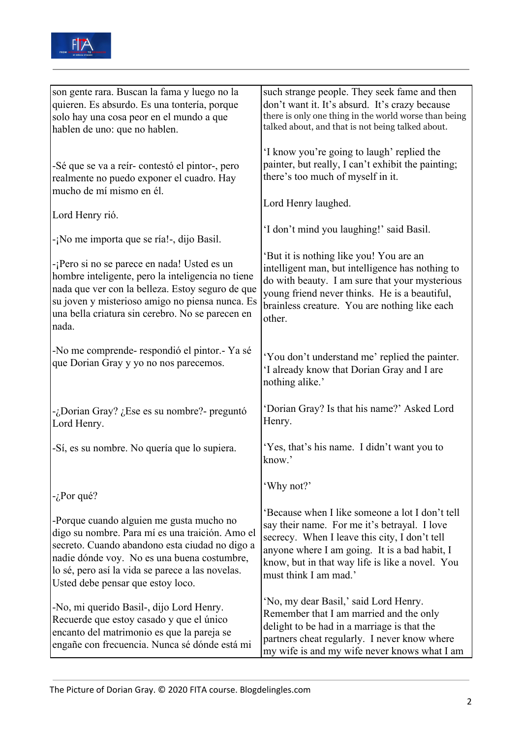| | |
|---|---|
| son gente rara. Buscan la fama y luego no la quieren. Es absurdo. Es una tontería, porque solo hay una cosa peor en el mundo a que hablen de uno: que no hablen. | such strange people. They seek fame and then don't want it. It's absurd. It's crazy because there is only one thing in the world worse than being talked about, and that is not being talked about. |
| -Sé que se va a reír- contestó el pintor-, pero realmente no puedo exponer el cuadro. Hay mucho de mí mismo en él. | 'I know you're going to laugh' replied the painter, but really, I can't exhibit the painting; there's too much of myself in it. |
| Lord Henry rió. | Lord Henry laughed. |
| -¡No me importa que se ría!-, dijo Basil. | 'I don't mind you laughing!' said Basil. |
| -¡Pero si no se parece en nada! Usted es un hombre inteligente, pero la inteligencia no tiene nada que ver con la belleza. Estoy seguro de que su joven y misterioso amigo no piensa nunca. Es una bella criatura sin cerebro. No se parecen en nada. | 'But it is nothing like you! You are an intelligent man, but intelligence has nothing to do with beauty. I am sure that your mysterious young friend never thinks. He is a beautiful, brainless creature. You are nothing like each other. |
| -No me comprende- respondió el pintor.- Ya sé que Dorian Gray y yo no nos parecemos. | 'You don't understand me' replied the painter. 'I already know that Dorian Gray and I are nothing alike.' |
| -¿Dorian Gray? ¿Ese es su nombre?- preguntó Lord Henry. | 'Dorian Gray? Is that his name?' Asked Lord Henry. |
| -Sí, es su nombre. No quería que lo supiera. | 'Yes, that's his name. I didn't want you to know.' |
| -¿Por qué? | 'Why not?' |
| -Porque cuando alguien me gusta mucho no digo su nombre. Para mí es una traición. Amo el secreto. Cuando abandono esta ciudad no digo a nadie dónde voy. No es una buena costumbre, lo sé, pero así la vida se parece a las novelas. Usted debe pensar que estoy loco. | 'Because when I like someone a lot I don't tell say their name. For me it's betrayal. I love secrecy. When I leave this city, I don't tell anyone where I am going. It is a bad habit, I know, but in that way life is like a novel. You must think I am mad.' |
| -No, mi querido Basil-, dijo Lord Henry. Recuerde que estoy casado y que el único encanto del matrimonio es que la pareja se engañe con frecuencia. Nunca sé dónde está mi | 'No, my dear Basil,' said Lord Henry. Remember that I am married and the only delight to be had in a marriage is that the partners cheat regularly. I never know where my wife is and my wife never knows what I am |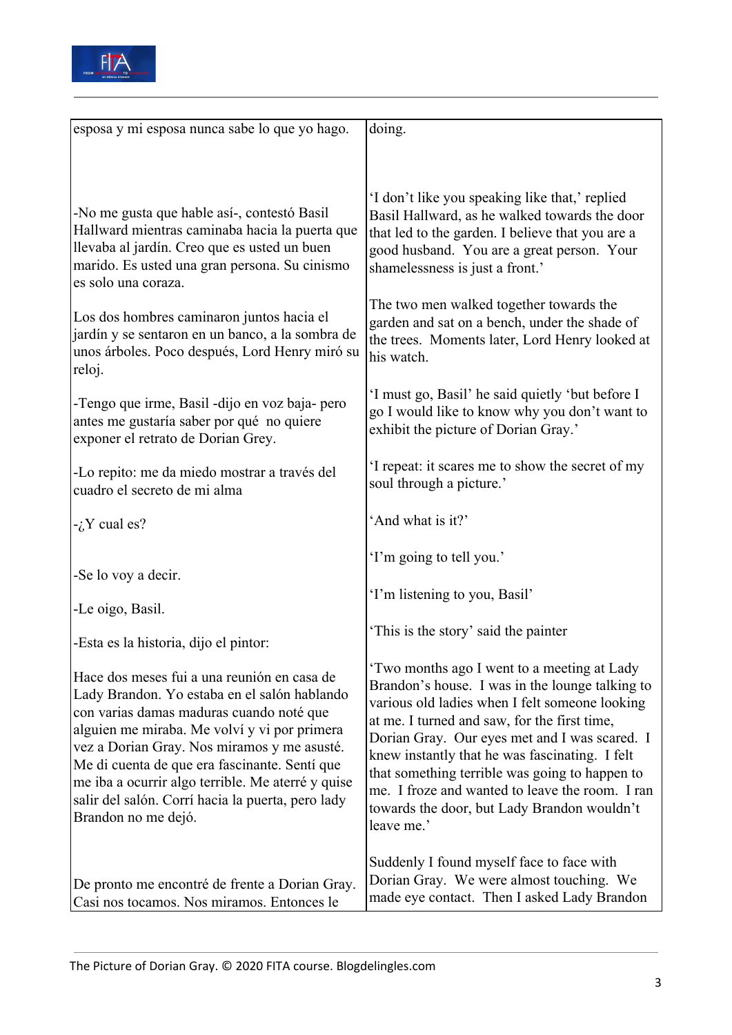| | |
|---|---|
| esposa y mi esposa nunca sabe lo que yo hago. | doing. |
| -No me gusta que hable así-, contestó Basil Hallward mientras caminaba hacia la puerta que llevaba al jardín. Creo que es usted un buen marido. Es usted una gran persona. Su cinismo es solo una coraza. | 'I don't like you speaking like that,' replied Basil Hallward, as he walked towards the door that led to the garden. I believe that you are a good husband. You are a great person. Your shamelessness is just a front.' |
| Los dos hombres caminaron juntos hacia el jardín y se sentaron en un banco, a la sombra de unos árboles. Poco después, Lord Henry miró su reloj. | The two men walked together towards the garden and sat on a bench, under the shade of the trees. Moments later, Lord Henry looked at his watch. |
| -Tengo que irme, Basil -dijo en voz baja- pero antes me gustaría saber por qué no quiere exponer el retrato de Dorian Grey. | 'I must go, Basil' he said quietly 'but before I go I would like to know why you don't want to exhibit the picture of Dorian Gray.' |
| -Lo repito: me da miedo mostrar a través del cuadro el secreto de mi alma | 'I repeat: it scares me to show the secret of my soul through a picture.' |
| -¿Y cual es? | 'And what is it?' |
| -Se lo voy a decir. | 'I'm going to tell you.' |
| -Le oigo, Basil. | 'I'm listening to you, Basil' |
| -Esta es la historia, dijo el pintor: | 'This is the story' said the painter |
| Hace dos meses fui a una reunión en casa de Lady Brandon. Yo estaba en el salón hablando con varias damas maduras cuando noté que alguien me miraba. Me volví y vi por primera vez a Dorian Gray. Nos miramos y me asusté. Me di cuenta de que era fascinante. Sentí que me iba a ocurrir algo terrible. Me aterré y quise salir del salón. Corrí hacia la puerta, pero lady Brandon no me dejó. | 'Two months ago I went to a meeting at Lady Brandon's house. I was in the lounge talking to various old ladies when I felt someone looking at me. I turned and saw, for the first time, Dorian Gray. Our eyes met and I was scared. I knew instantly that he was fascinating. I felt that something terrible was going to happen to me. I froze and wanted to leave the room. I ran towards the door, but Lady Brandon wouldn't leave me.' |
| De pronto me encontré de frente a Dorian Gray. Casi nos tocamos. Nos miramos. Entonces le | Suddenly I found myself face to face with Dorian Gray. We were almost touching. We made eye contact. Then I asked Lady Brandon |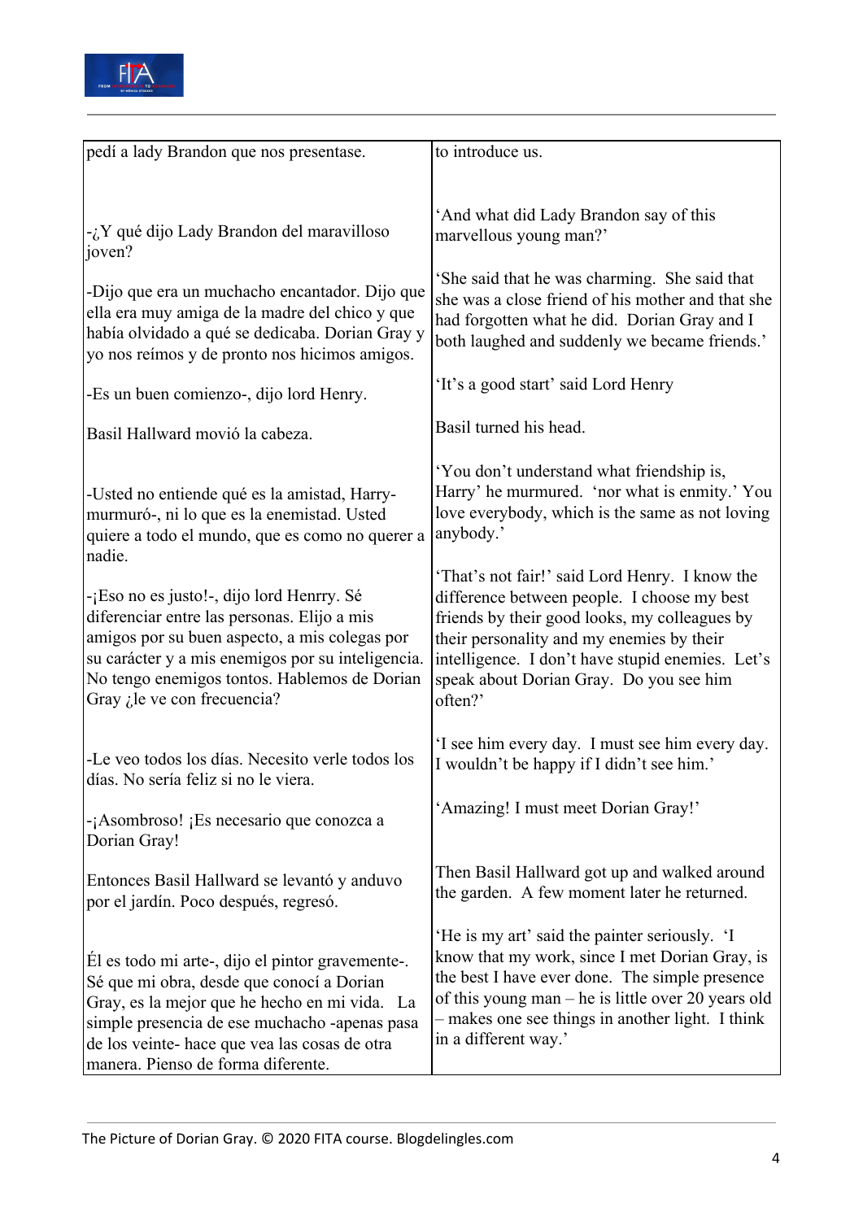| | |
|---|---|
| pedí a lady Brandon que nos presentase. | to introduce us. |
| -¿Y qué dijo Lady Brandon del maravilloso joven? | 'And what did Lady Brandon say of this marvellous young man?' |
| -Dijo que era un muchacho encantador. Dijo que ella era muy amiga de la madre del chico y que había olvidado a qué se dedicaba. Dorian Gray y yo nos reímos y de pronto nos hicimos amigos. | 'She said that he was charming. She said that she was a close friend of his mother and that she had forgotten what he did. Dorian Gray and I both laughed and suddenly we became friends.' |
| -Es un buen comienzo-, dijo lord Henry. | 'It's a good start' said Lord Henry |
| Basil Hallward movió la cabeza. | Basil turned his head. |
| -Usted no entiende qué es la amistad, Harry- murmuró-, ni lo que es la enemistad. Usted quiere a todo el mundo, que es como no querer a nadie. | 'You don't understand what friendship is, Harry' he murmured. 'nor what is enmity.' You love everybody, which is the same as not loving anybody.' |
| -¡Eso no es justo!-, dijo lord Henrry. Sé diferenciar entre las personas. Elijo a mis amigos por su buen aspecto, a mis colegas por su carácter y a mis enemigos por su inteligencia. No tengo enemigos tontos. Hablemos de Dorian Gray ¿le ve con frecuencia? | 'That's not fair!' said Lord Henry. I know the difference between people. I choose my best friends by their good looks, my colleagues by their personality and my enemies by their intelligence. I don't have stupid enemies. Let's speak about Dorian Gray. Do you see him often?' |
| -Le veo todos los días. Necesito verle todos los días. No sería feliz si no le viera. | 'I see him every day. I must see him every day. I wouldn't be happy if I didn't see him.' |
| -¡Asombroso! ¡Es necesario que conozca a Dorian Gray! | 'Amazing! I must meet Dorian Gray!' |
| Entonces Basil Hallward se levantó y anduvo por el jardín. Poco después, regresó. | Then Basil Hallward got up and walked around the garden. A few moment later he returned. |
| Él es todo mi arte-, dijo el pintor gravemente-. Sé que mi obra, desde que conocí a Dorian Gray, es la mejor que he hecho en mi vida. La simple presencia de ese muchacho -apenas pasa de los veinte- hace que vea las cosas de otra manera. Pienso de forma diferente. | 'He is my art' said the painter seriously. 'I know that my work, since I met Dorian Gray, is the best I have ever done. The simple presence of this young man – he is little over 20 years old – makes one see things in another light. I think in a different way.' |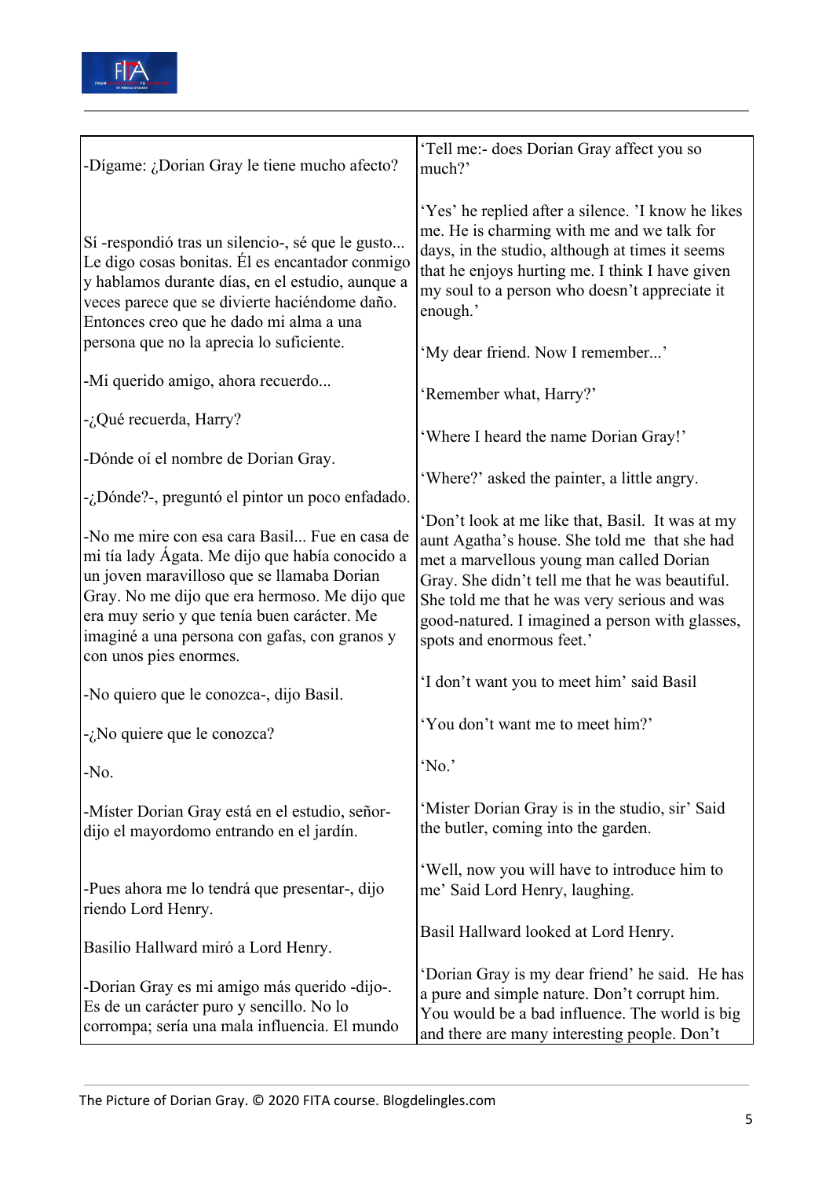| | |
|---|---|
| -Dígame: ¿Dorian Gray le tiene mucho afecto? | 'Tell me:- does Dorian Gray affect you so much?' |
| Sí -respondió tras un silencio-, sé que le gusto... Le digo cosas bonitas. Él es encantador conmigo y hablamos durante días, en el estudio, aunque a veces parece que se divierte haciéndome daño. Entonces creo que he dado mi alma a una persona que no la aprecia lo suficiente. | 'Yes' he replied after a silence. 'I know he likes me. He is charming with me and we talk for days, in the studio, although at times it seems that he enjoys hurting me. I think I have given my soul to a person who doesn't appreciate it enough.' |
| -Mi querido amigo, ahora recuerdo... | 'My dear friend. Now I remember...' |
| -¿Qué recuerda, Harry? | 'Remember what, Harry?' |
| -Dónde oí el nombre de Dorian Gray. | 'Where I heard the name Dorian Gray!' |
| -¿Dónde?-, preguntó el pintor un poco enfadado. | 'Where?' asked the painter, a little angry. |
| -No me mire con esa cara Basil... Fue en casa de mi tía lady Ágata. Me dijo que había conocido a un joven maravilloso que se llamaba Dorian Gray. No me dijo que era hermoso. Me dijo que era muy serio y que tenía buen carácter. Me imaginé a una persona con gafas, con granos y con unos pies enormes. | 'Don't look at me like that, Basil. It was at my aunt Agatha's house. She told me that she had met a marvellous young man called Dorian Gray. She didn't tell me that he was beautiful. She told me that he was very serious and was good-natured. I imagined a person with glasses, spots and enormous feet.' |
| -No quiero que le conozca-, dijo Basil. | 'I don't want you to meet him' said Basil |
| -¿No quiere que le conozca? | 'You don't want me to meet him?' |
| -No. | 'No.' |
| -Míster Dorian Gray está en el estudio, señor- dijo el mayordomo entrando en el jardín. | 'Mister Dorian Gray is in the studio, sir' Said the butler, coming into the garden. |
| -Pues ahora me lo tendrá que presentar-, dijo riendo Lord Henry. | 'Well, now you will have to introduce him to me' Said Lord Henry, laughing. |
| Basilio Hallward miró a Lord Henry. | Basil Hallward looked at Lord Henry. |
| -Dorian Gray es mi amigo más querido -dijo-. Es de un carácter puro y sencillo. No lo corrompa; sería una mala influencia. El mundo | 'Dorian Gray is my dear friend' he said. He has a pure and simple nature. Don't corrupt him. You would be a bad influence. The world is big and there are many interesting people. Don't |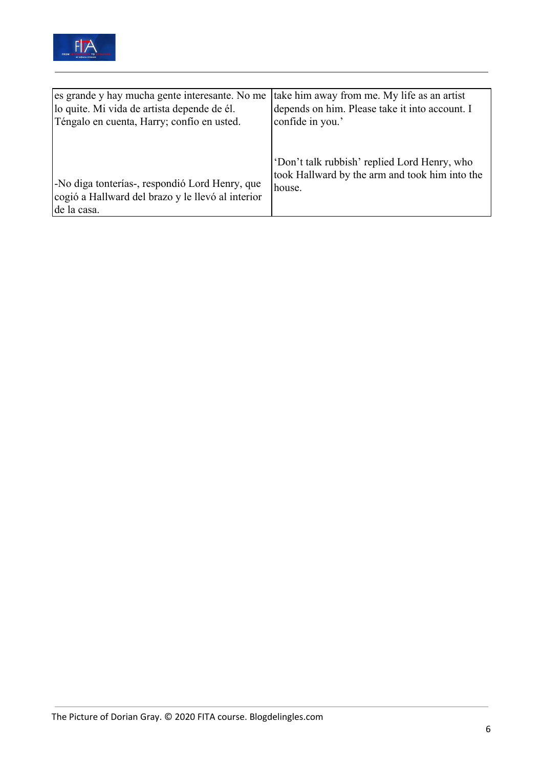| | |
|---|---|
| es grande y hay mucha gente interesante. No me lo quite. Mi vida de artista depende de él. Téngalo en cuenta, Harry; confío en usted. | take him away from me. My life as an artist depends on him. Please take it into account. I confide in you.' |
| -No diga tonterías-, respondió Lord Henry, que cogió a Hallward del brazo y le llevó al interior de la casa. | 'Don't talk rubbish' replied Lord Henry, who took Hallward by the arm and took him into the house. |